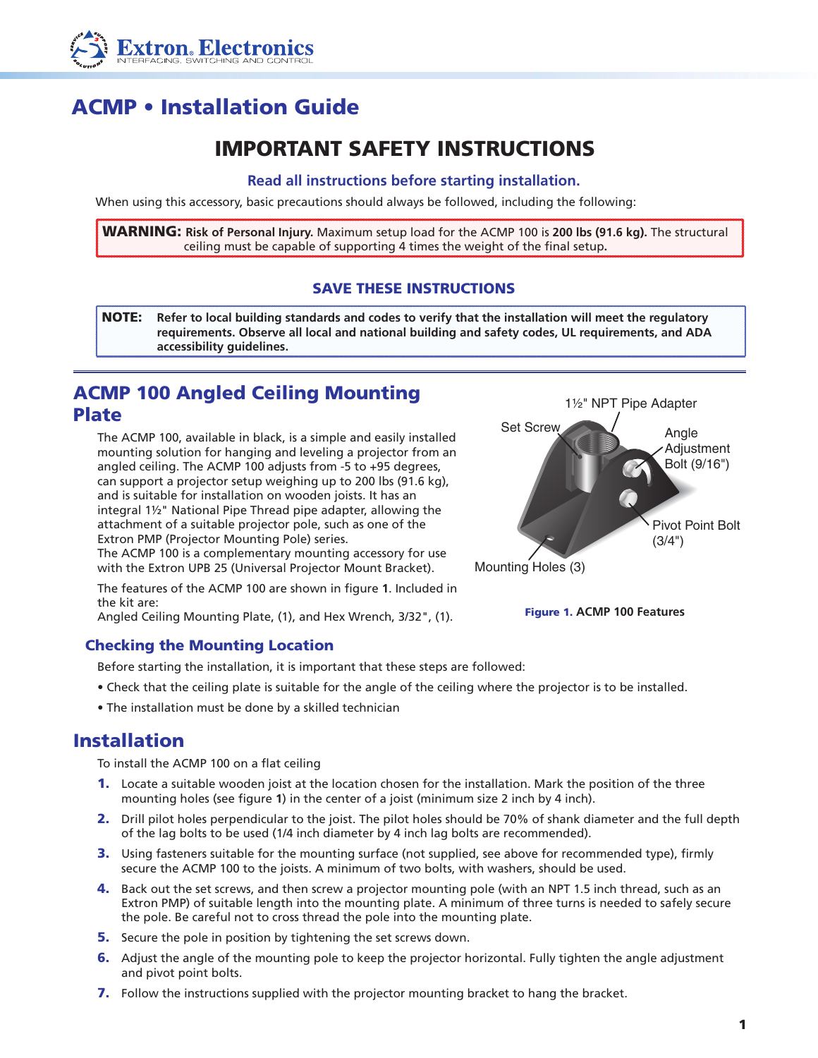# ACMP • Installation Guide

## IMPORTANT SAFETY INSTRUCTIONS

**Read all instructions before starting installation.**

When using this accessory, basic precautions should always be followed, including the following:

> **WARNING: Risk of Personal Injury.** Maximum setup load for the ACMP 100 is **200 lbs (91.6 kg).** The structural ceiling must be capable of supporting 4 times the weight of the final setup.

**SAVE THESE INSTRUCTIONS**

> **NOTE: Refer to local building standards and codes to verify that the installation will meet the regulatory requirements. Observe all local and national building and safety codes, UL requirements, and ADA accessibility guidelines.**

## ACMP 100 Angled Ceiling Mounting Plate

The ACMP 100, available in black, is a simple and easily installed mounting solution for hanging and leveling a projector from an angled ceiling. The ACMP 100 adjusts from -5 to +95 degrees, can support a projector setup weighing up to 200 lbs (91.6 kg), and is suitable for installation on wooden joists. It has an integral 1½" National Pipe Thread pipe adapter, allowing the attachment of a suitable projector pole, such as one of the Extron PMP (Projector Mounting Pole) series.
The ACMP 100 is a complementary mounting accessory for use with the Extron UPB 25 (Universal Projector Mount Bracket).

The features of the ACMP 100 are shown in figure **1**. Included in the kit are:
Angled Ceiling Mounting Plate, (1), and Hex Wrench, 3/32", (1).

1½" NPT Pipe Adapter
Set Screw
Angle Adjustment Bolt (9/16")
Pivot Point Bolt (3/4")
Mounting Holes (3)

**Figure 1.** **ACMP 100 Features**

### Checking the Mounting Location

Before starting the installation, it is important that these steps are followed:

- Check that the ceiling plate is suitable for the angle of the ceiling where the projector is to be installed.
- The installation must be done by a skilled technician

## Installation

To install the ACMP 100 on a flat ceiling

1. Locate a suitable wooden joist at the location chosen for the installation. Mark the position of the three mounting holes (see figure **1**) in the center of a joist (minimum size 2 inch by 4 inch).
2. Drill pilot holes perpendicular to the joist. The pilot holes should be 70% of shank diameter and the full depth of the lag bolts to be used (1/4 inch diameter by 4 inch lag bolts are recommended).
3. Using fasteners suitable for the mounting surface (not supplied, see above for recommended type), firmly secure the ACMP 100 to the joists. A minimum of two bolts, with washers, should be used.
4. Back out the set screws, and then screw a projector mounting pole (with an NPT 1.5 inch thread, such as an Extron PMP) of suitable length into the mounting plate. A minimum of three turns is needed to safely secure the pole. Be careful not to cross thread the pole into the mounting plate.
5. Secure the pole in position by tightening the set screws down.
6. Adjust the angle of the mounting pole to keep the projector horizontal. Fully tighten the angle adjustment and pivot point bolts.
7. Follow the instructions supplied with the projector mounting bracket to hang the bracket.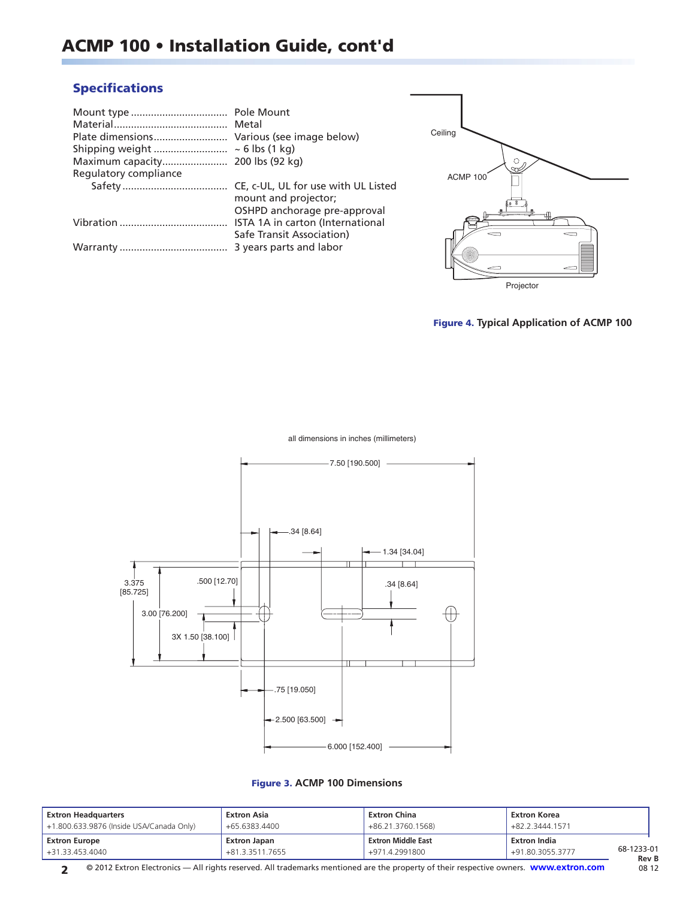## Specifications

| | |
|---|---|
| Mount type | Pole Mount |
| Material | Metal |
| Plate dimensions | Various (see image below) |
| Shipping weight | ~ 6 lbs (1 kg) |
| Maximum capacity | 200 lbs (92 kg) |
| Regulatory compliance | |
| Safety | CE, c-UL, UL for use with UL Listed mount and projector; OSHPD anchorage pre-approval |
| Vibration | ISTA 1A in carton (International Safe Transit Association) |
| Warranty | 3 years parts and labor |

Ceiling
ACMP 100
Projector

**Figure 4.** Typical Application of ACMP 100

all dimensions in inches (millimeters)

7.50 [190.500]
.34 [8.64]
1.34 [34.04]
3.375 [85.725]
.500 [12.70]
.34 [8.64]
3.00 [76.200]
3X 1.50 [38.100]
.75 [19.050]
2.500 [63.500]
6.000 [152.400]

**Figure 3.** ACMP 100 Dimensions

| **Extron Headquarters** | **Extron Asia** | **Extron China** | **Extron Korea** |
|---|---|---|---|
| +1.800.633.9876 (Inside USA/Canada Only) | +65.6383.4400 | +86.21.3760.1568) | +82.2.3444.1571 |
| **Extron Europe** | **Extron Japan** | **Extron Middle East** | **Extron India** |
| +31.33.453.4040 | +81.3.3511.7655 | +971.4.2991800 | +91.80.3055.3777 |

© 2012 Extron Electronics — All rights reserved. All trademarks mentioned are the property of their respective owners. **www.extron.com**

68-1233-01
**Rev B**
08 12